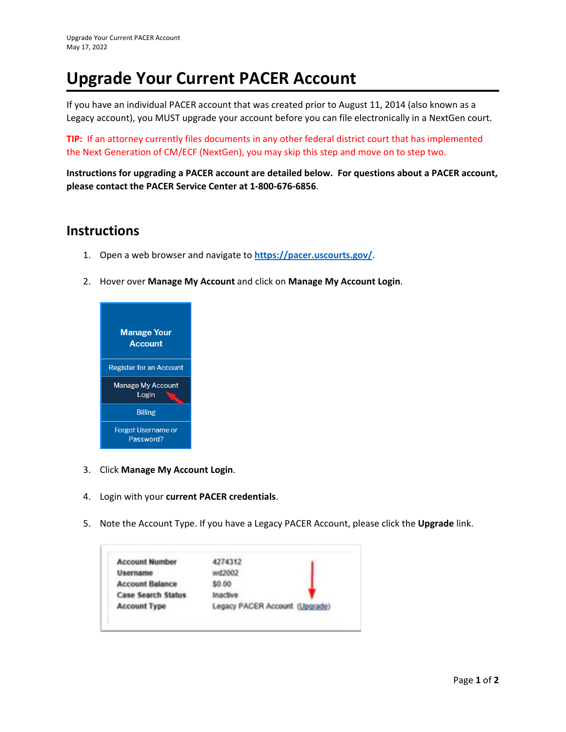# Upgrade Your Current PACER Account

If you have an individual PACER account that was created prior to August 11, 2014 (also known as a Legacy account), you MUST upgrade your account before you can file electronically in a NextGen court.

**TIP:** If an attorney currently files documents in any other federal district court that has implemented the Next Generation of CM/ECF (NextGen), you may skip this step and move on to step two.

**Instructions for upgrading a PACER account are detailed below. For questions about a PACER account, please contact the PACER Service Center at 1-800-676-6856**.

## Instructions

1. Open a web browser and navigate to **https://pacer.uscourts.gov/**.

2. Hover over **Manage My Account** and click on **Manage My Account Login**.

3. Click **Manage My Account Login**.

4. Login with your **current PACER credentials**.

5. Note the Account Type. If you have a Legacy PACER Account, please click the **Upgrade** link.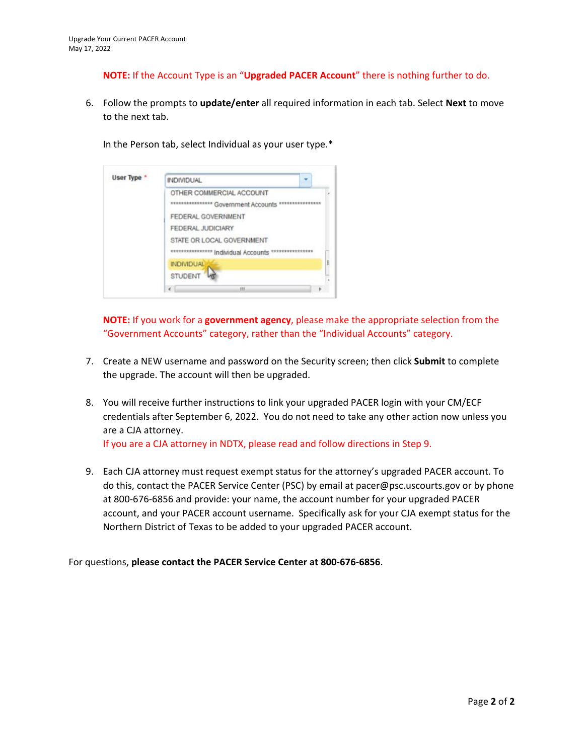**NOTE:** If the Account Type is an “**Upgraded PACER Account**” there is nothing further to do.

6. Follow the prompts to **update/enter** all required information in each tab. Select **Next** to move to the next tab.

   In the Person tab, select Individual as your user type.*

   **NOTE:** If you work for a **government agency**, please make the appropriate selection from the “Government Accounts” category, rather than the “Individual Accounts” category.

7. Create a NEW username and password on the Security screen; then click **Submit** to complete the upgrade. The account will then be upgraded.

8. You will receive further instructions to link your upgraded PACER login with your CM/ECF credentials after September 6, 2022. You do not need to take any other action now unless you are a CJA attorney.
   If you are a CJA attorney in NDTX, please read and follow directions in Step 9.

9. Each CJA attorney must request exempt status for the attorney’s upgraded PACER account. To do this, contact the PACER Service Center (PSC) by email at pacer@psc.uscourts.gov or by phone at 800-676-6856 and provide: your name, the account number for your upgraded PACER account, and your PACER account username. Specifically ask for your CJA exempt status for the Northern District of Texas to be added to your upgraded PACER account.

For questions, **please contact the PACER Service Center at 800-676-6856**.